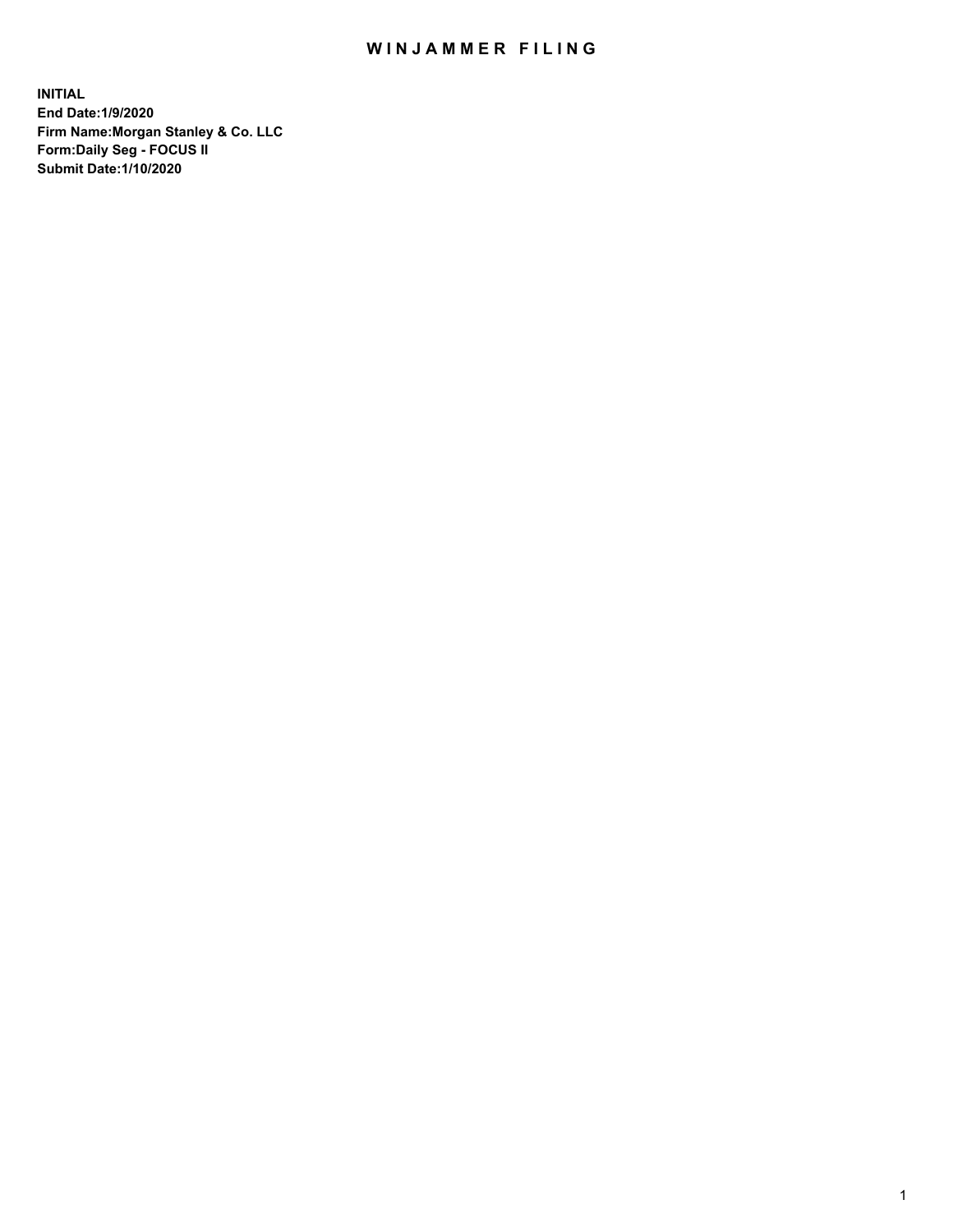# WINJAMMER FILING

**INITIAL**
**End Date:1/9/2020**
**Firm Name:Morgan Stanley & Co. LLC**
**Form:Daily Seg - FOCUS II**
**Submit Date:1/10/2020**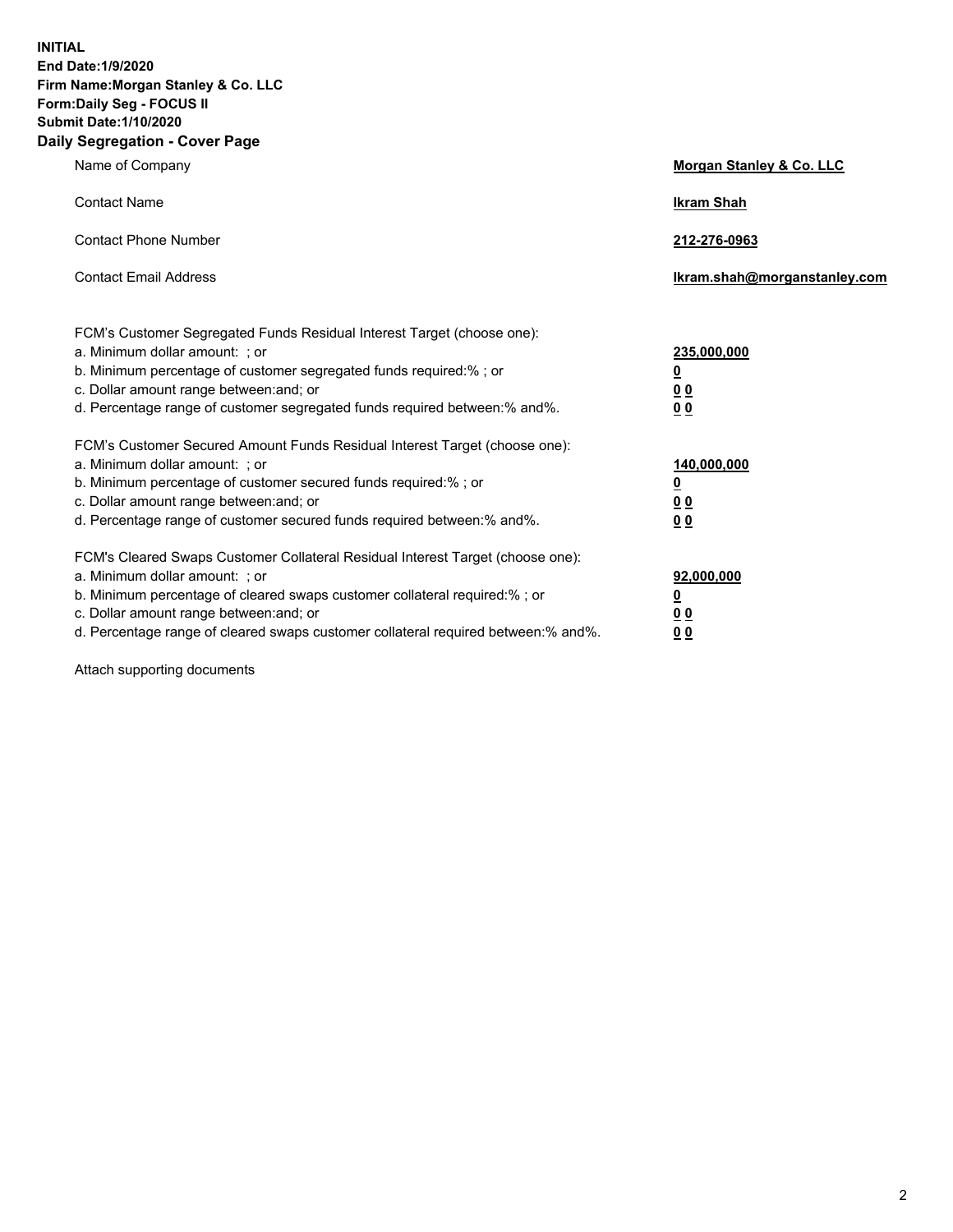**INITIAL**
**End Date:1/9/2020**
**Firm Name:Morgan Stanley & Co. LLC**
**Form:Daily Seg - FOCUS II**
**Submit Date:1/10/2020**
**Daily Segregation - Cover Page**

| | |
|---|---|
| Name of Company | **Morgan Stanley & Co. LLC** |
| Contact Name | **Ikram Shah** |
| Contact Phone Number | **212-276-0963** |
| Contact Email Address | **Ikram.shah@morganstanley.com** |

| | |
|---|---|
| FCM's Customer Segregated Funds Residual Interest Target (choose one): | |
| a. Minimum dollar amount: ; or | **235,000,000** |
| b. Minimum percentage of customer segregated funds required:% ; or | **0** |
| c. Dollar amount range between:and; or | **0 0** |
| d. Percentage range of customer segregated funds required between:% and%. | **0 0** |
| FCM's Customer Secured Amount Funds Residual Interest Target (choose one): | |
| a. Minimum dollar amount: ; or | **140,000,000** |
| b. Minimum percentage of customer secured funds required:% ; or | **0** |
| c. Dollar amount range between:and; or | **0 0** |
| d. Percentage range of customer secured funds required between:% and%. | **0 0** |
| FCM's Cleared Swaps Customer Collateral Residual Interest Target (choose one): | |
| a. Minimum dollar amount: ; or | **92,000,000** |
| b. Minimum percentage of cleared swaps customer collateral required:% ; or | **0** |
| c. Dollar amount range between:and; or | **0 0** |
| d. Percentage range of cleared swaps customer collateral required between:% and%. | **0 0** |

Attach supporting documents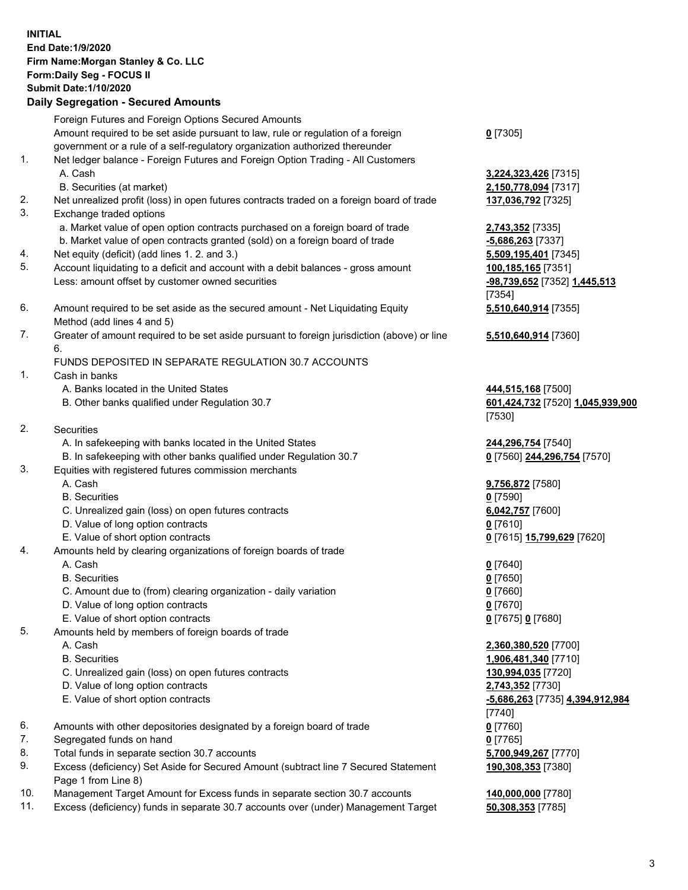**INITIAL**
**End Date:1/9/2020**
**Firm Name:Morgan Stanley & Co. LLC**
**Form:Daily Seg - FOCUS II**
**Submit Date:1/10/2020**
**Daily Segregation - Secured Amounts**

| | | |
|---|---|---|
| | Foreign Futures and Foreign Options Secured Amounts | |
| | Amount required to be set aside pursuant to law, rule or regulation of a foreign government or a rule of a self-regulatory organization authorized thereunder | **0** [7305] |
| 1. | Net ledger balance - Foreign Futures and Foreign Option Trading - All Customers | |
| | A. Cash | **3,224,323,426** [7315] |
| | B. Securities (at market) | **2,150,778,094** [7317] |
| 2. | Net unrealized profit (loss) in open futures contracts traded on a foreign board of trade | **137,036,792** [7325] |
| 3. | Exchange traded options | |
| | a. Market value of open option contracts purchased on a foreign board of trade | **2,743,352** [7335] |
| | b. Market value of open contracts granted (sold) on a foreign board of trade | **-5,686,263** [7337] |
| 4. | Net equity (deficit) (add lines 1. 2. and 3.) | **5,509,195,401** [7345] |
| 5. | Account liquidating to a deficit and account with a debit balances - gross amount | **100,185,165** [7351] |
| | Less: amount offset by customer owned securities | **-98,739,652** [7352] **1,445,513** [7354] |
| 6. | Amount required to be set aside as the secured amount - Net Liquidating Equity Method (add lines 4 and 5) | **5,510,640,914** [7355] |
| 7. | Greater of amount required to be set aside pursuant to foreign jurisdiction (above) or line 6. | **5,510,640,914** [7360] |
| | FUNDS DEPOSITED IN SEPARATE REGULATION 30.7 ACCOUNTS | |
| 1. | Cash in banks | |
| | A. Banks located in the United States | **444,515,168** [7500] |
| | B. Other banks qualified under Regulation 30.7 | **601,424,732** [7520] **1,045,939,900** [7530] |
| 2. | Securities | |
| | A. In safekeeping with banks located in the United States | **244,296,754** [7540] |
| | B. In safekeeping with other banks qualified under Regulation 30.7 | **0** [7560] **244,296,754** [7570] |
| 3. | Equities with registered futures commission merchants | |
| | A. Cash | **9,756,872** [7580] |
| | B. Securities | **0** [7590] |
| | C. Unrealized gain (loss) on open futures contracts | **6,042,757** [7600] |
| | D. Value of long option contracts | **0** [7610] |
| | E. Value of short option contracts | **0** [7615] **15,799,629** [7620] |
| 4. | Amounts held by clearing organizations of foreign boards of trade | |
| | A. Cash | **0** [7640] |
| | B. Securities | **0** [7650] |
| | C. Amount due to (from) clearing organization - daily variation | **0** [7660] |
| | D. Value of long option contracts | **0** [7670] |
| | E. Value of short option contracts | **0** [7675] **0** [7680] |
| 5. | Amounts held by members of foreign boards of trade | |
| | A. Cash | **2,360,380,520** [7700] |
| | B. Securities | **1,906,481,340** [7710] |
| | C. Unrealized gain (loss) on open futures contracts | **130,994,035** [7720] |
| | D. Value of long option contracts | **2,743,352** [7730] |
| | E. Value of short option contracts | **-5,686,263** [7735] **4,394,912,984** [7740] |
| 6. | Amounts with other depositories designated by a foreign board of trade | **0** [7760] |
| 7. | Segregated funds on hand | **0** [7765] |
| 8. | Total funds in separate section 30.7 accounts | **5,700,949,267** [7770] |
| 9. | Excess (deficiency) Set Aside for Secured Amount (subtract line 7 Secured Statement Page 1 from Line 8) | **190,308,353** [7380] |
| 10. | Management Target Amount for Excess funds in separate section 30.7 accounts | **140,000,000** [7780] |
| 11. | Excess (deficiency) funds in separate 30.7 accounts over (under) Management Target | **50,308,353** [7785] |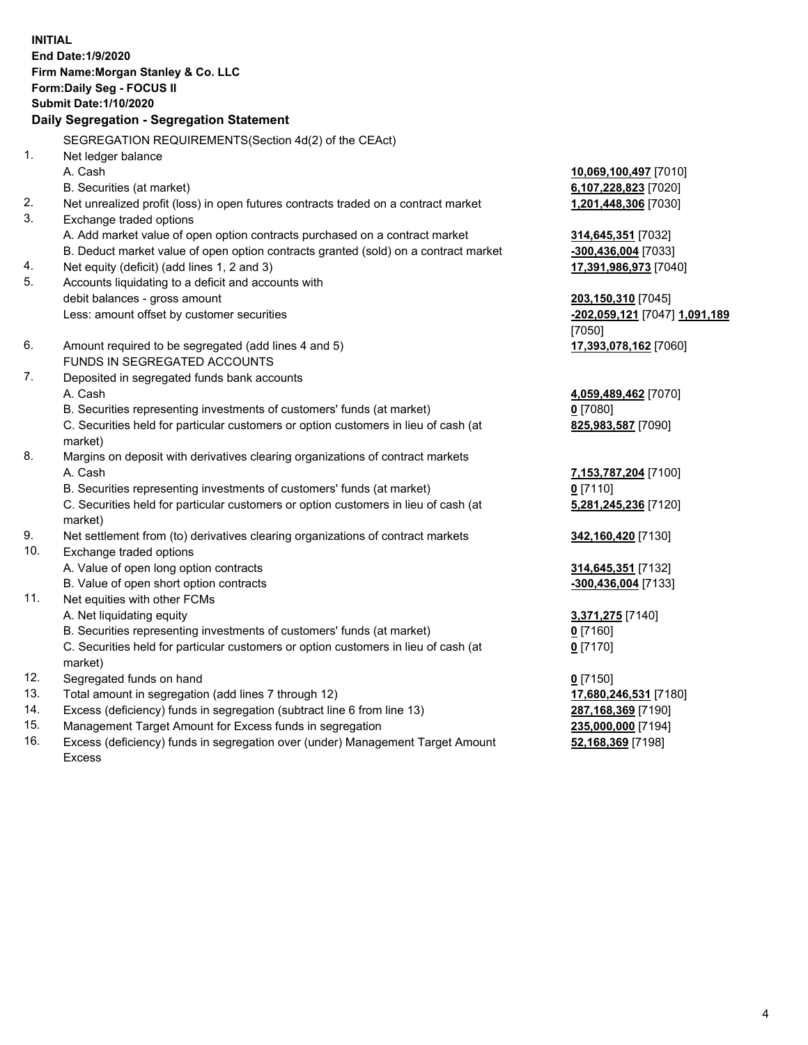**INITIAL**
**End Date:1/9/2020**
**Firm Name:Morgan Stanley & Co. LLC**
**Form:Daily Seg - FOCUS II**
**Submit Date:1/10/2020**

## Daily Segregation - Segregation Statement

SEGREGATION REQUIREMENTS(Section 4d(2) of the CEAct)

| | | |
|---|---|---|
| 1. | Net ledger balance | |
| | A. Cash | **10,069,100,497** [7010] |
| | B. Securities (at market) | **6,107,228,823** [7020] |
| 2. | Net unrealized profit (loss) in open futures contracts traded on a contract market | **1,201,448,306** [7030] |
| 3. | Exchange traded options | |
| | A. Add market value of open option contracts purchased on a contract market | **314,645,351** [7032] |
| | B. Deduct market value of open option contracts granted (sold) on a contract market | **-300,436,004** [7033] |
| 4. | Net equity (deficit) (add lines 1, 2 and 3) | **17,391,986,973** [7040] |
| 5. | Accounts liquidating to a deficit and accounts with debit balances - gross amount | **203,150,310** [7045] |
| | Less: amount offset by customer securities | **-202,059,121** [7047] **1,091,189** [7050] |
| 6. | Amount required to be segregated (add lines 4 and 5) | **17,393,078,162** [7060] |
| | FUNDS IN SEGREGATED ACCOUNTS | |
| 7. | Deposited in segregated funds bank accounts | |
| | A. Cash | **4,059,489,462** [7070] |
| | B. Securities representing investments of customers' funds (at market) | **0** [7080] |
| | C. Securities held for particular customers or option customers in lieu of cash (at market) | **825,983,587** [7090] |
| 8. | Margins on deposit with derivatives clearing organizations of contract markets | |
| | A. Cash | **7,153,787,204** [7100] |
| | B. Securities representing investments of customers' funds (at market) | **0** [7110] |
| | C. Securities held for particular customers or option customers in lieu of cash (at market) | **5,281,245,236** [7120] |
| 9. | Net settlement from (to) derivatives clearing organizations of contract markets | **342,160,420** [7130] |
| 10. | Exchange traded options | |
| | A. Value of open long option contracts | **314,645,351** [7132] |
| | B. Value of open short option contracts | **-300,436,004** [7133] |
| 11. | Net equities with other FCMs | |
| | A. Net liquidating equity | **3,371,275** [7140] |
| | B. Securities representing investments of customers' funds (at market) | **0** [7160] |
| | C. Securities held for particular customers or option customers in lieu of cash (at market) | **0** [7170] |
| 12. | Segregated funds on hand | **0** [7150] |
| 13. | Total amount in segregation (add lines 7 through 12) | **17,680,246,531** [7180] |
| 14. | Excess (deficiency) funds in segregation (subtract line 6 from line 13) | **287,168,369** [7190] |
| 15. | Management Target Amount for Excess funds in segregation | **235,000,000** [7194] |
| 16. | Excess (deficiency) funds in segregation over (under) Management Target Amount Excess | **52,168,369** [7198] |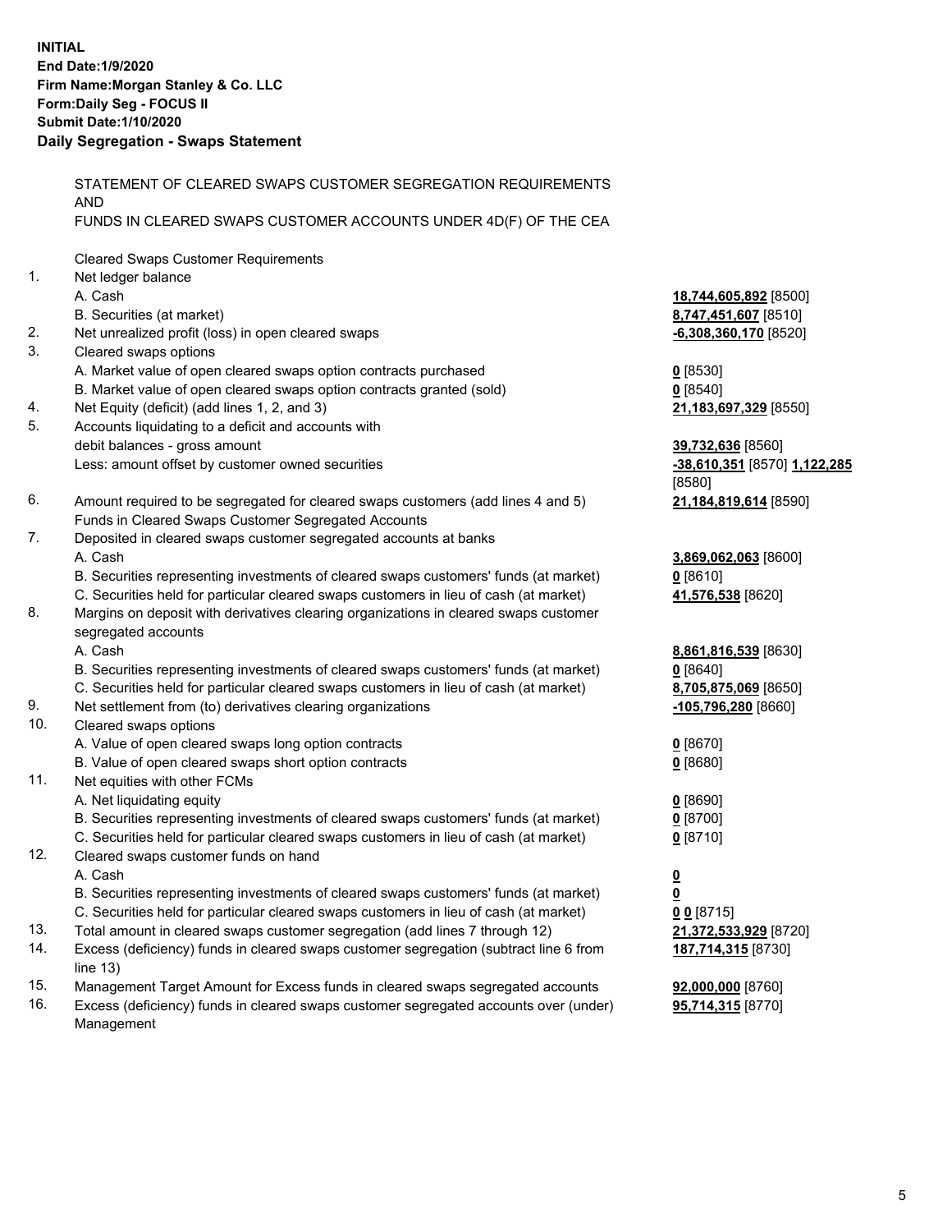**INITIAL**
**End Date:1/9/2020**
**Firm Name:Morgan Stanley & Co. LLC**
**Form:Daily Seg - FOCUS II**
**Submit Date:1/10/2020**
**Daily Segregation - Swaps Statement**

STATEMENT OF CLEARED SWAPS CUSTOMER SEGREGATION REQUIREMENTS AND FUNDS IN CLEARED SWAPS CUSTOMER ACCOUNTS UNDER 4D(F) OF THE CEA

| | | |
|---|---|---|
| | Cleared Swaps Customer Requirements | |
| 1. | Net ledger balance | |
| | A. Cash | **18,744,605,892** [8500] |
| | B. Securities (at market) | **8,747,451,607** [8510] |
| 2. | Net unrealized profit (loss) in open cleared swaps | **-6,308,360,170** [8520] |
| 3. | Cleared swaps options | |
| | A. Market value of open cleared swaps option contracts purchased | **0** [8530] |
| | B. Market value of open cleared swaps option contracts granted (sold) | **0** [8540] |
| 4. | Net Equity (deficit) (add lines 1, 2, and 3) | **21,183,697,329** [8550] |
| 5. | Accounts liquidating to a deficit and accounts with debit balances - gross amount | **39,732,636** [8560] |
| | Less: amount offset by customer owned securities | **-38,610,351** [8570] **1,122,285** [8580] |
| 6. | Amount required to be segregated for cleared swaps customers (add lines 4 and 5) | **21,184,819,614** [8590] |
| | Funds in Cleared Swaps Customer Segregated Accounts | |
| 7. | Deposited in cleared swaps customer segregated accounts at banks | |
| | A. Cash | **3,869,062,063** [8600] |
| | B. Securities representing investments of cleared swaps customers' funds (at market) | **0** [8610] |
| | C. Securities held for particular cleared swaps customers in lieu of cash (at market) | **41,576,538** [8620] |
| 8. | Margins on deposit with derivatives clearing organizations in cleared swaps customer segregated accounts | |
| | A. Cash | **8,861,816,539** [8630] |
| | B. Securities representing investments of cleared swaps customers' funds (at market) | **0** [8640] |
| | C. Securities held for particular cleared swaps customers in lieu of cash (at market) | **8,705,875,069** [8650] |
| 9. | Net settlement from (to) derivatives clearing organizations | **-105,796,280** [8660] |
| 10. | Cleared swaps options | |
| | A. Value of open cleared swaps long option contracts | **0** [8670] |
| | B. Value of open cleared swaps short option contracts | **0** [8680] |
| 11. | Net equities with other FCMs | |
| | A. Net liquidating equity | **0** [8690] |
| | B. Securities representing investments of cleared swaps customers' funds (at market) | **0** [8700] |
| | C. Securities held for particular cleared swaps customers in lieu of cash (at market) | **0** [8710] |
| 12. | Cleared swaps customer funds on hand | |
| | A. Cash | **0** |
| | B. Securities representing investments of cleared swaps customers' funds (at market) | **0** |
| | C. Securities held for particular cleared swaps customers in lieu of cash (at market) | **0** **0** [8715] |
| 13. | Total amount in cleared swaps customer segregation (add lines 7 through 12) | **21,372,533,929** [8720] |
| 14. | Excess (deficiency) funds in cleared swaps customer segregation (subtract line 6 from line 13) | **187,714,315** [8730] |
| 15. | Management Target Amount for Excess funds in cleared swaps segregated accounts | **92,000,000** [8760] |
| 16. | Excess (deficiency) funds in cleared swaps customer segregated accounts over (under) Management | **95,714,315** [8770] |